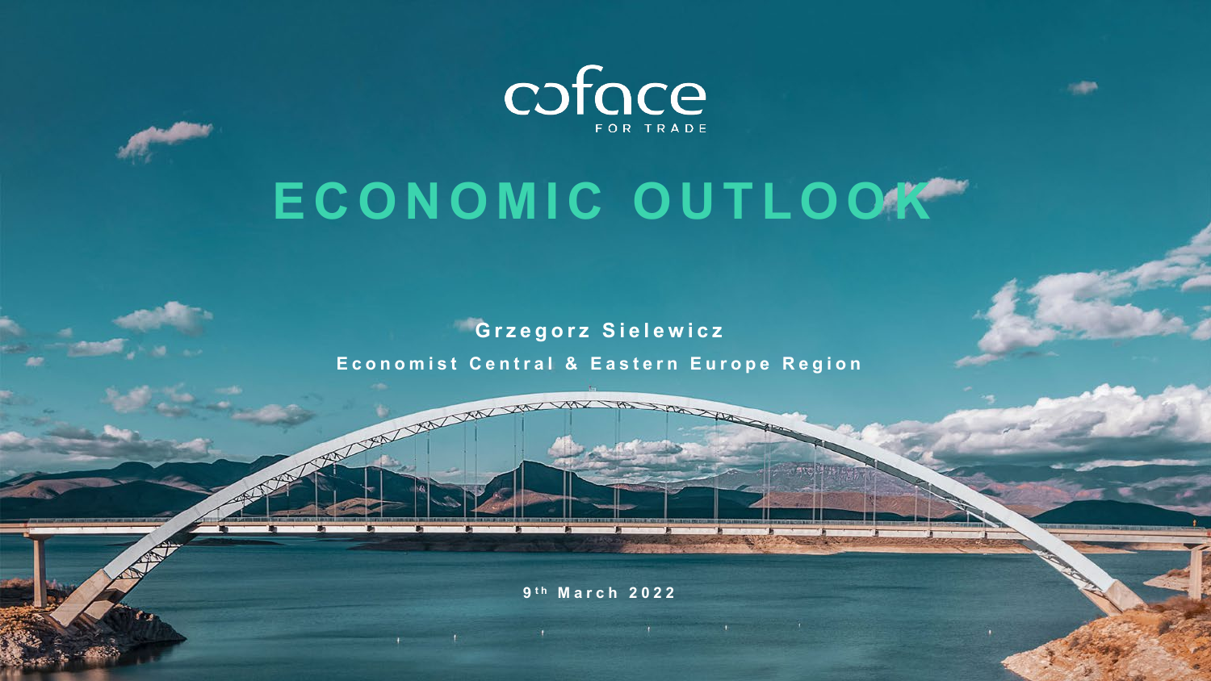coface

FOR TRADE

# ECONOMIC OUTLOOK

**Grzegorz Sielewicz**

**Economist Central & Eastern Europe Region**

**9th March 2022**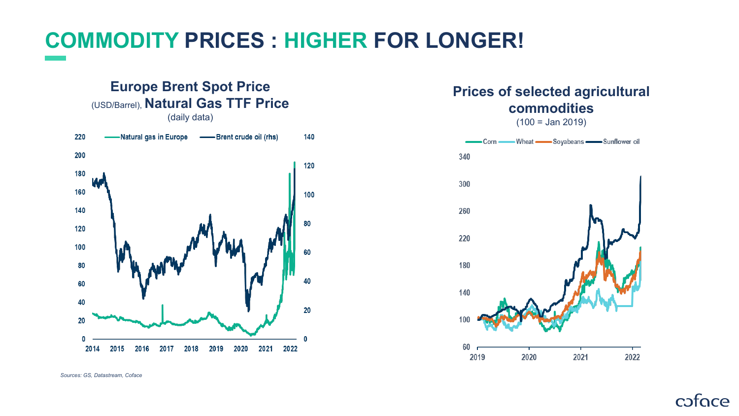# COMMODITY PRICES : HIGHER FOR LONGER!

**Europe Brent Spot Price** (USD/Barrel), **Natural Gas TTF Price** (daily data)

Natural gas in Europe — Brent crude oil (rhs)

**Prices of selected agricultural commodities** (100 = Jan 2019)

Corn — Wheat — Soyabeans — Sunflower oil

*Sources: GS, Datastream, Coface*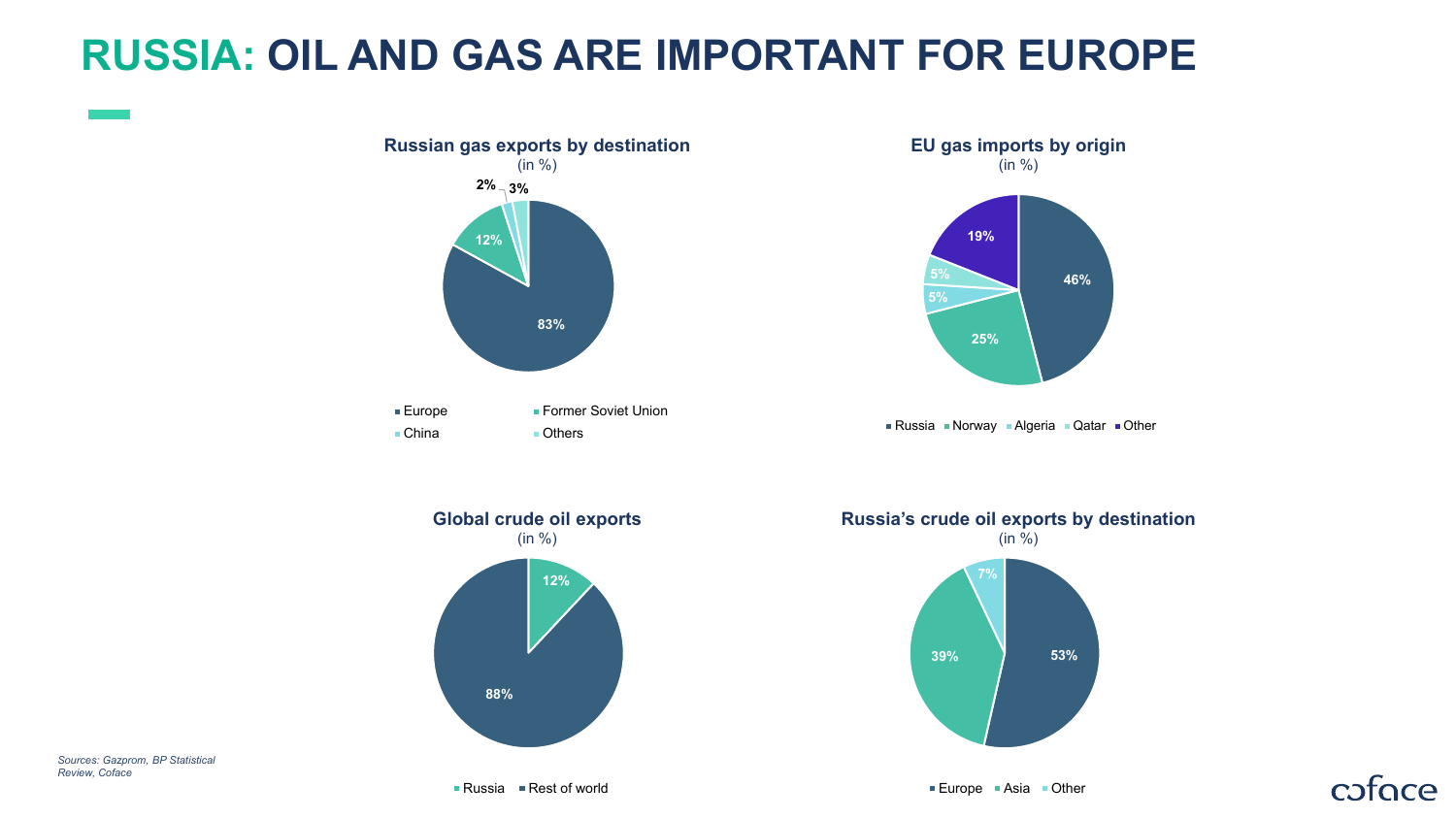# RUSSIA: OIL AND GAS ARE IMPORTANT FOR EUROPE

**Russian gas exports by destination**
(in %)

| Destination | % |
| --- | --- |
| Europe | 83% |
| Former Soviet Union | 12% |
| China | 2% |
| Others | 3% |

**EU gas imports by origin**
(in %)

| Origin | % |
| --- | --- |
| Russia | 46% |
| Norway | 25% |
| Algeria | 5% |
| Qatar | 5% |
| Other | 19% |

**Global crude oil exports**
(in %)

| | % |
| --- | --- |
| Russia | 12% |
| Rest of world | 88% |

**Russia's crude oil exports by destination**
(in %)

| Destination | % |
| --- | --- |
| Europe | 53% |
| Asia | 39% |
| Other | 7% |

*Sources: Gazprom, BP Statistical Review, Coface*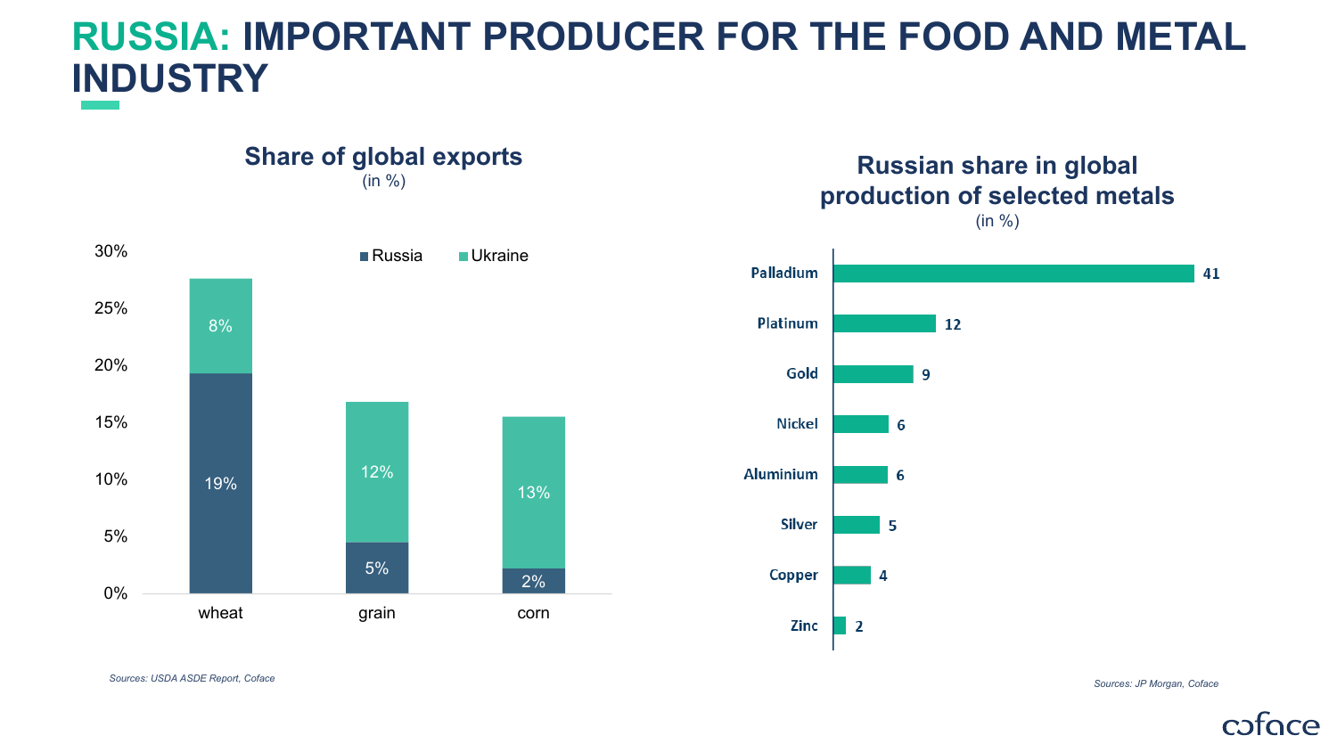# RUSSIA: IMPORTANT PRODUCER FOR THE FOOD AND METAL INDUSTRY

## Share of global exports

(in %)

| | Russia | Ukraine |
|---|---|---|
| wheat | 19% | 8% |
| grain | 5% | 12% |
| corn | 2% | 13% |

*Sources: USDA ASDE Report, Coface*

## Russian share in global production of selected metals

(in %)

| Metal | Share |
|---|---|
| Palladium | 41 |
| Platinum | 12 |
| Gold | 9 |
| Nickel | 6 |
| Aluminium | 6 |
| Silver | 5 |
| Copper | 4 |
| Zinc | 2 |

*Sources: JP Morgan, Coface*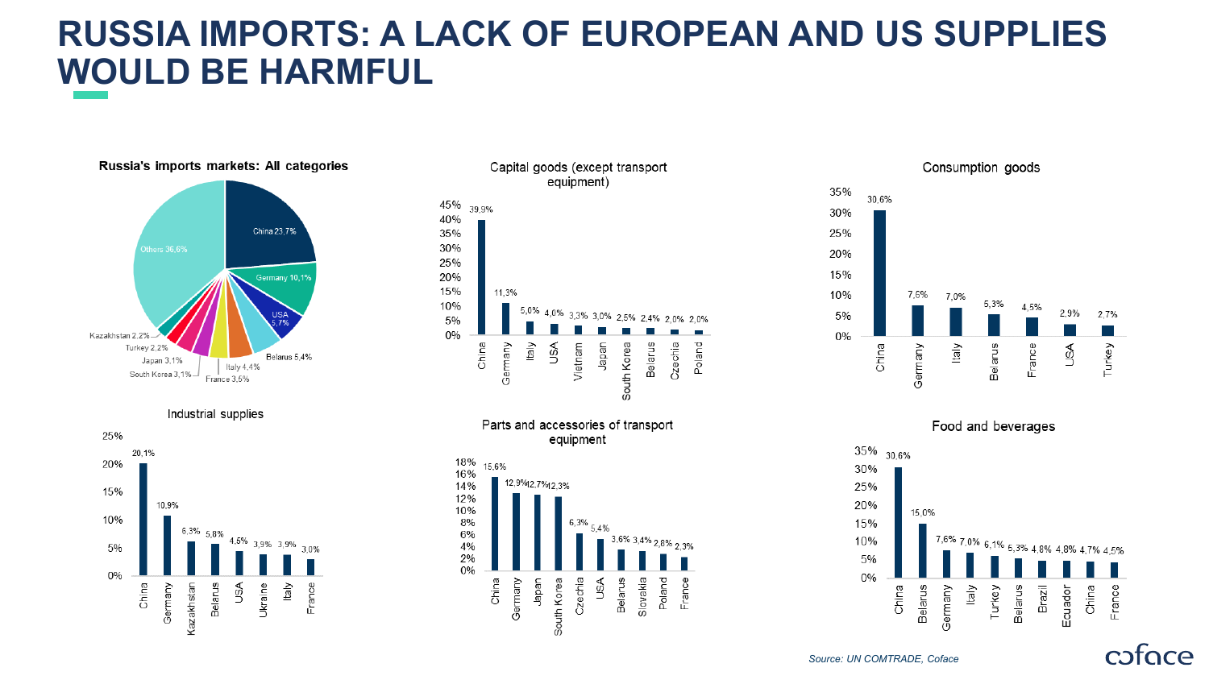# RUSSIA IMPORTS: A LACK OF EUROPEAN AND US SUPPLIES WOULD BE HARMFUL

**Russia's imports markets: All categories**

| Country | Share |
| --- | --- |
| China | 23,7% |
| Germany | 10,1% |
| USA | 5,7% |
| Belarus | 5,4% |
| Italy | 4,4% |
| France | 3,5% |
| South Korea | 3,1% |
| Japan | 3,1% |
| Turkey | 2,2% |
| Kazakhstan | 2,2% |
| Others | 36,6% |

**Capital goods (except transport equipment)**

| Country | Share |
| --- | --- |
| China | 39,9% |
| Germany | 11,3% |
| Italy | 5,0% |
| USA | 4,0% |
| Vietnam | 3,3% |
| Japan | 3,0% |
| South Korea | 2,5% |
| Belarus | 2,4% |
| Czechia | 2,0% |
| Poland | 2,0% |

**Consumption goods**

| Country | Share |
| --- | --- |
| China | 30,6% |
| Germany | 7,6% |
| Italy | 7,0% |
| Belarus | 5,3% |
| France | 4,5% |
| USA | 2,9% |
| Turkey | 2,7% |

**Industrial supplies**

| Country | Share |
| --- | --- |
| China | 20,1% |
| Germany | 10,9% |
| Kazakhstan | 6,3% |
| Belarus | 5,8% |
| USA | 4,5% |
| Ukraine | 3,9% |
| Italy | 3,9% |
| France | 3,0% |

**Parts and accessories of transport equipment**

| Country | Share |
| --- | --- |
| China | 15,6% |
| Germany | 12,9% |
| Japan | 12,7% |
| South Korea | 12,3% |
| Czechia | 6,3% |
| USA | 5,4% |
| Belarus | 3,6% |
| Slovakia | 3,4% |
| Poland | 2,8% |
| France | 2,3% |

**Food and beverages**

| Country | Share |
| --- | --- |
| China | 30,6% |
| Belarus | 15,0% |
| Germany | 7,6% |
| Italy | 7,0% |
| Turkey | 6,1% |
| Belarus | 5,3% |
| Brazil | 4,8% |
| Ecuador | 4,8% |
| China | 4,7% |
| France | 4,5% |

*Source: UN COMTRADE, Coface*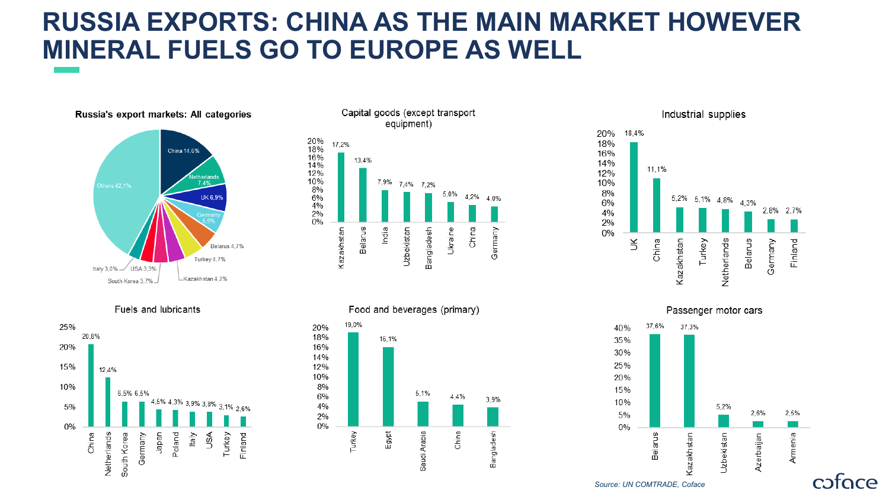# RUSSIA EXPORTS: CHINA AS THE MAIN MARKET HOWEVER MINERAL FUELS GO TO EUROPE AS WELL

**Russia's export markets: All categories**

| Country | Share |
|---|---|
| China | 14,6% |
| Netherlands | 7,4% |
| UK | 6,9% |
| Germany | 5,5% |
| Belarus | 4,7% |
| Turkey | 4,7% |
| Kazakhstan | 4,2% |
| South Korea | 3,7% |
| USA | 3,3% |
| Italy | 3,0% |
| Others | 42,1% |

**Capital goods (except transport equipment)**

| Country | Share |
|---|---|
| Kazakhstan | 17,2% |
| Belarus | 13,4% |
| India | 7,9% |
| Uzbekistan | 7,4% |
| Bangladesh | 7,2% |
| Ukraine | 5,0% |
| China | 4,2% |
| Germany | 4,0% |

**Industrial supplies**

| Country | Share |
|---|---|
| UK | 18,4% |
| China | 11,1% |
| Kazakhstan | 5,2% |
| Turkey | 5,1% |
| Netherlands | 4,8% |
| Belarus | 4,3% |
| Germany | 2,8% |
| Finland | 2,7% |

**Fuels and lubricants**

| Country | Share |
|---|---|
| China | 20,8% |
| Netherlands | 12,4% |
| South Korea | 6,5% |
| Germany | 6,5% |
| Japan | 4,5% |
| Poland | 4,3% |
| Italy | 3,9% |
| USA | 3,8% |
| Turkey | 3,1% |
| Finland | 2,6% |

**Food and beverages (primary)**

| Country | Share |
|---|---|
| Turkey | 19,0% |
| Egypt | 16,1% |
| Saudi Arabia | 5,1% |
| China | 4,4% |
| Bangladesh | 3,9% |

**Passenger motor cars**

| Country | Share |
|---|---|
| Belarus | 37,6% |
| Kazakhstan | 37,3% |
| Uzbekistan | 5,2% |
| Azerbaijan | 2,6% |
| Armenia | 2,5% |

*Source: UN COMTRADE, Coface*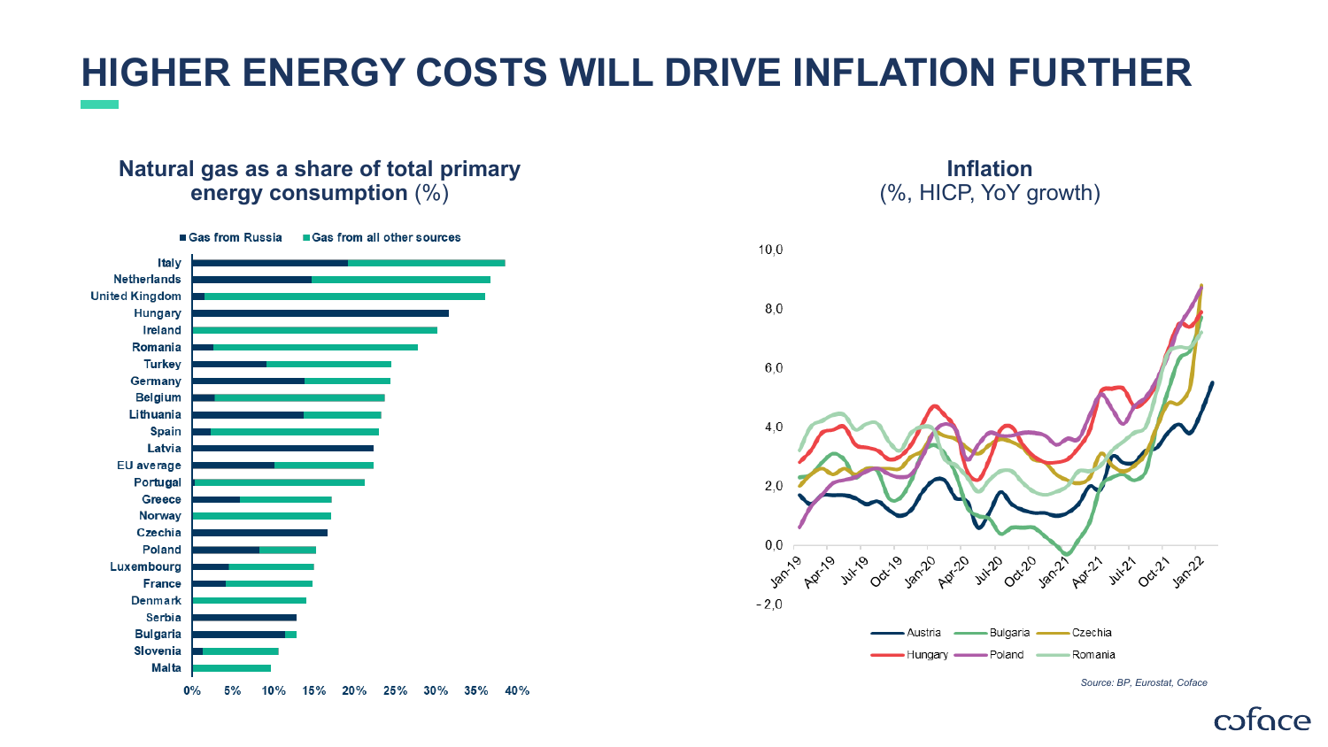# HIGHER ENERGY COSTS WILL DRIVE INFLATION FURTHER

## Natural gas as a share of total primary energy consumption (%)

■ Gas from Russia ■ Gas from all other sources

Italy, Netherlands, United Kingdom, Hungary, Ireland, Romania, Turkey, Germany, Belgium, Lithuania, Spain, Latvia, EU average, Portugal, Greece, Norway, Czechia, Poland, Luxembourg, France, Denmark, Serbia, Bulgaria, Slovenia, Malta

0% 5% 10% 15% 20% 25% 30% 35% 40%

## Inflation (%, HICP, YoY growth)

10,0 8,0 6,0 4,0 2,0 0,0 -2,0

Jan-19, Apr-19, Jul-19, Oct-19, Jan-20, Apr-20, Jul-20, Oct-20, Jan-21, Apr-21, Jul-21, Oct-21, Jan-22

Austria, Bulgaria, Czechia, Hungary, Poland, Romania

*Source: BP, Eurostat, Coface*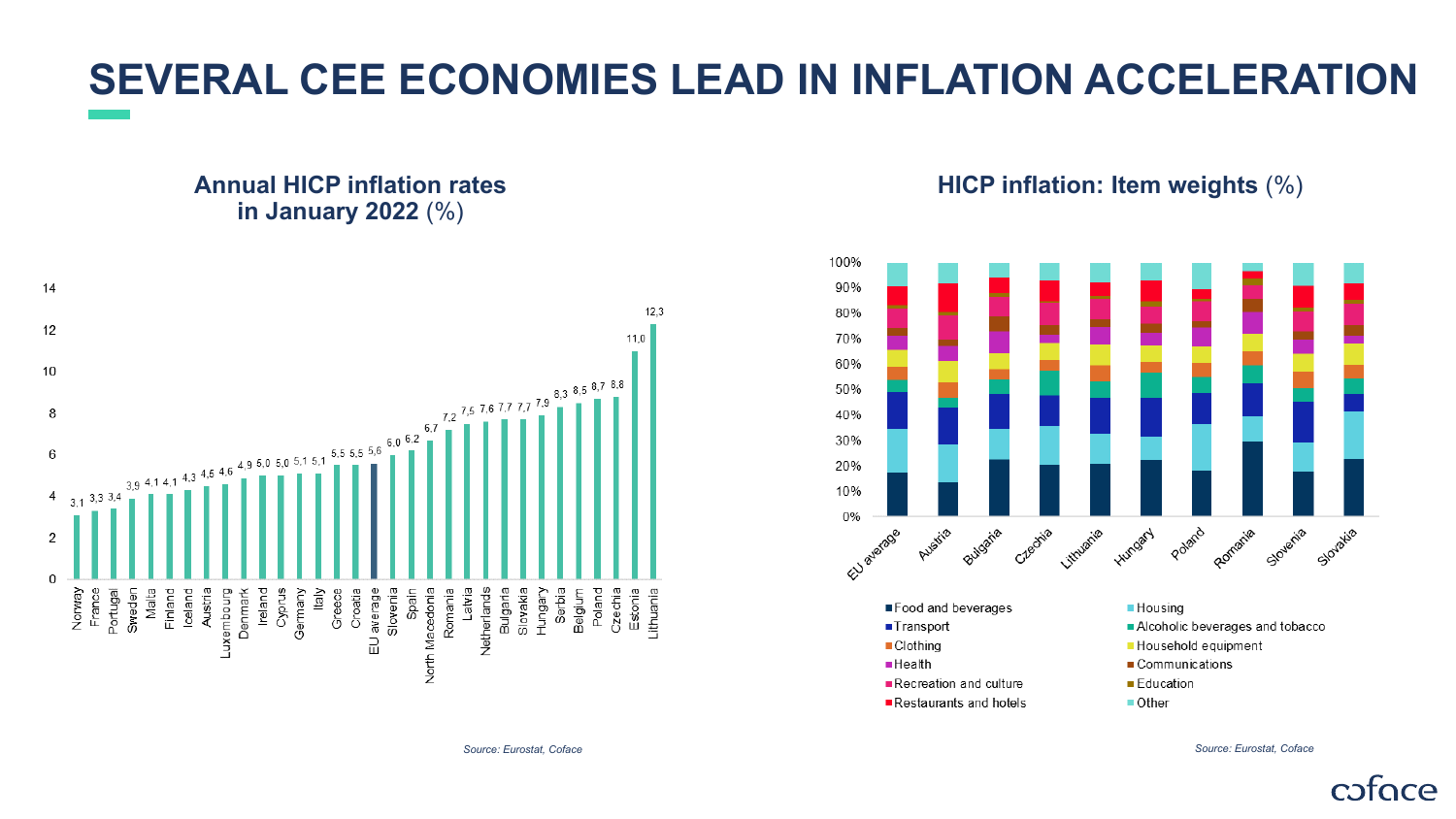# SEVERAL CEE ECONOMIES LEAD IN INFLATION ACCELERATION

## Annual HICP inflation rates in January 2022 (%)

| Country | Rate |
|---|---|
| Norway | 3,1 |
| France | 3,3 |
| Portugal | 3,4 |
| Sweden | 3,9 |
| Malta | 4,1 |
| Finland | 4,1 |
| Iceland | 4,3 |
| Austria | 4,5 |
| Luxembourg | 4,6 |
| Denmark | 4,9 |
| Ireland | 5,0 |
| Cyprus | 5,0 |
| Germany | 5,1 |
| Italy | 5,1 |
| Greece | 5,5 |
| Croatia | 5,5 |
| EU average | 5,6 |
| Slovenia | 6,0 |
| Spain | 6,2 |
| North Macedonia | 6,7 |
| Romania | 7,2 |
| Latvia | 7,5 |
| Netherlands | 7,6 |
| Bulgaria | 7,7 |
| Slovakia | 7,7 |
| Hungary | 7,9 |
| Serbia | 8,3 |
| Belgium | 8,5 |
| Poland | 8,7 |
| Czechia | 8,8 |
| Estonia | 11,0 |
| Lithuania | 12,3 |

*Source: Eurostat, Coface*

## HICP inflation: Item weights (%)

Countries: EU average, Austria, Bulgaria, Czechia, Lithuania, Hungary, Poland, Romania, Slovenia, Slovakia

Categories: Food and beverages; Housing; Transport; Alcoholic beverages and tobacco; Clothing; Household equipment; Health; Communications; Recreation and culture; Education; Restaurants and hotels; Other

*Source: Eurostat, Coface*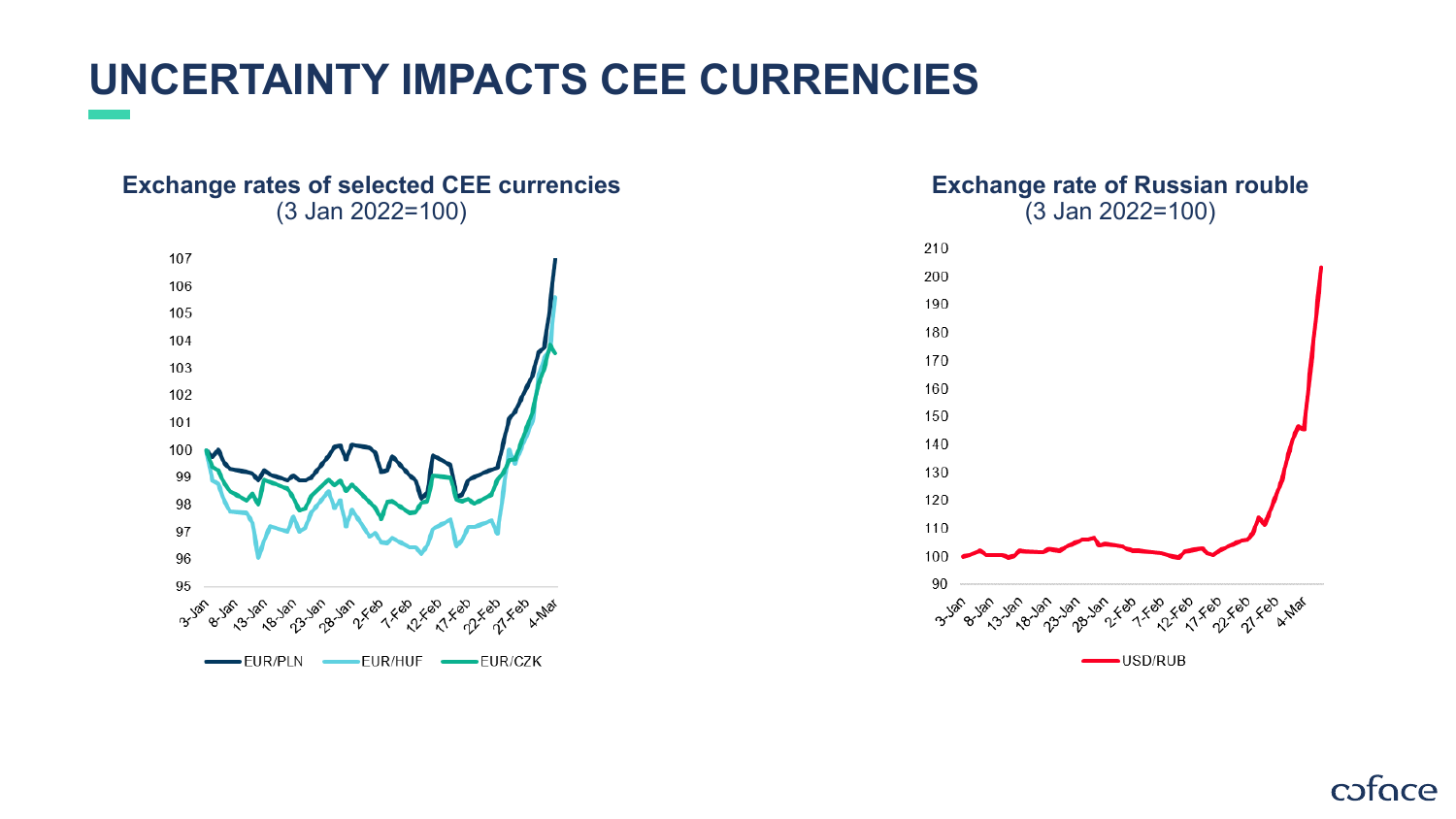# UNCERTAINTY IMPACTS CEE CURRENCIES

**Exchange rates of selected CEE currencies**
(3 Jan 2022=100)

EUR/PLN EUR/HUF EUR/CZK

**Exchange rate of Russian rouble**
(3 Jan 2022=100)

USD/RUB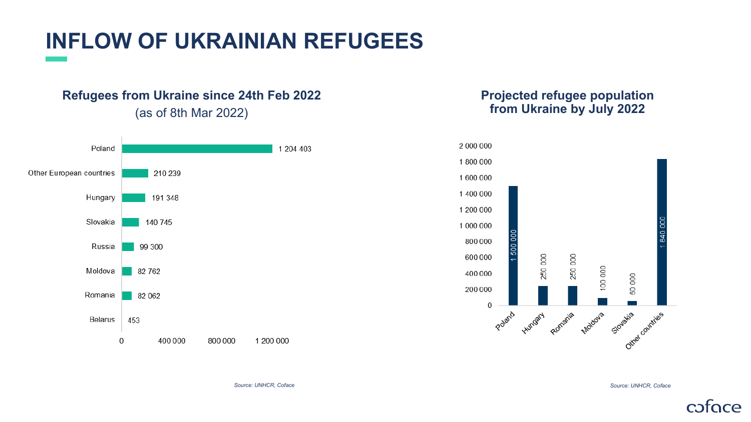# INFLOW OF UKRAINIAN REFUGEES

## Refugees from Ukraine since 24th Feb 2022
(as of 8th Mar 2022)

Poland 1 204 403
Other European countries 210 239
Hungary 191 348
Slovakia 140 745
Russia 99 300
Moldova 82 762
Romania 82 062
Belarus 453

0 400 000 800 000 1 200 000

*Source: UNHCR, Coface*

## Projected refugee population from Ukraine by July 2022

2 000 000
1 800 000
1 600 000
1 400 000
1 200 000
1 000 000
800 000
600 000
400 000
200 000
0

Poland 1 500 000
Hungary 250 000
Romania 250 000
Moldova 100 000
Slovakia 60 000
Other countries 1 840 000

*Source: UNHCR, Coface*